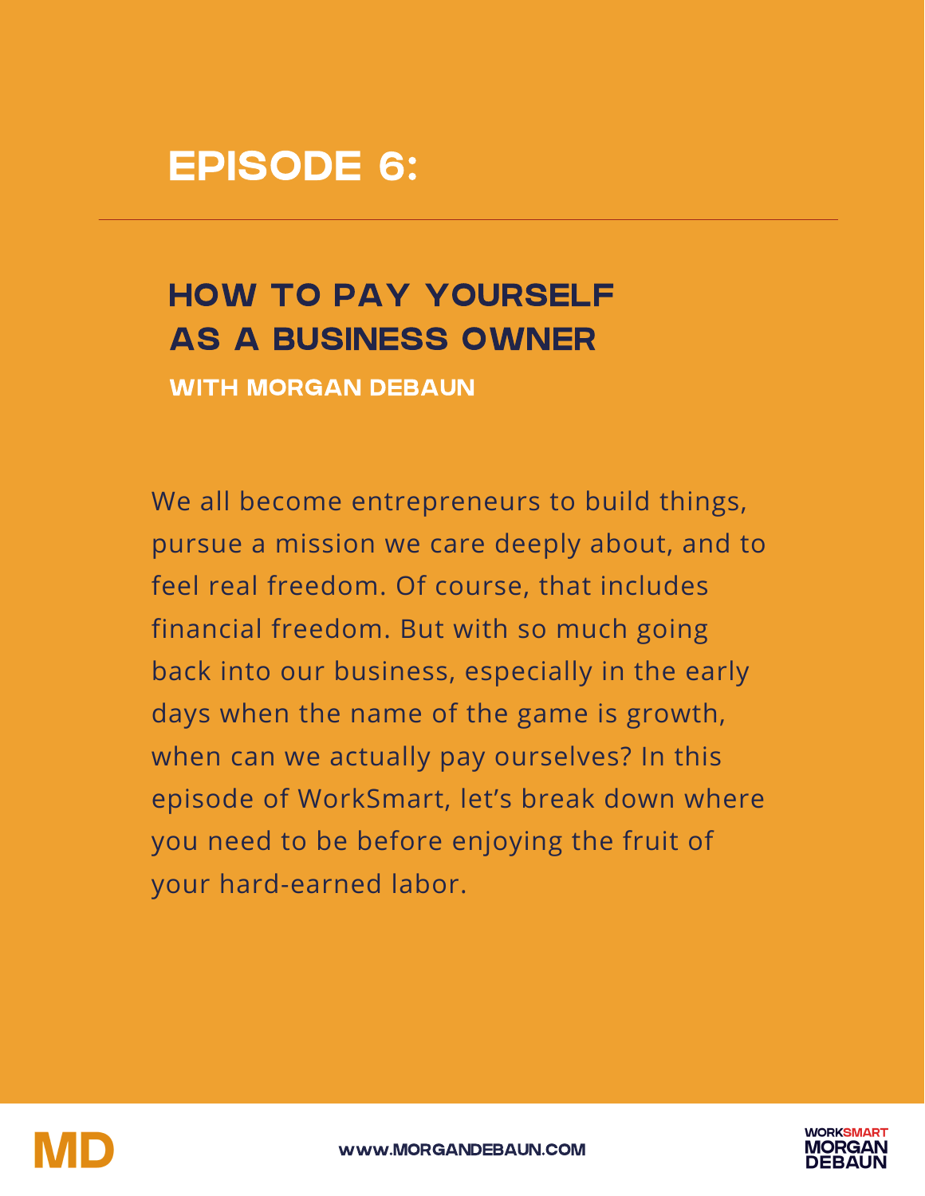# EPISODE 6:

## HOW TO PAY YOURSELF AS A BUSINESS OWNER

### WITH MORGAN DEBAUN

We all become entrepreneurs to build things, pursue a mission we care deeply about, and to feel real freedom. Of course, that includes financial freedom. But with so much going back into our business, especially in the early days when the name of the game is growth, when can we actually pay ourselves? In this episode of WorkSmart, let's break down where you need to be before enjoying the fruit of your hard-earned labor.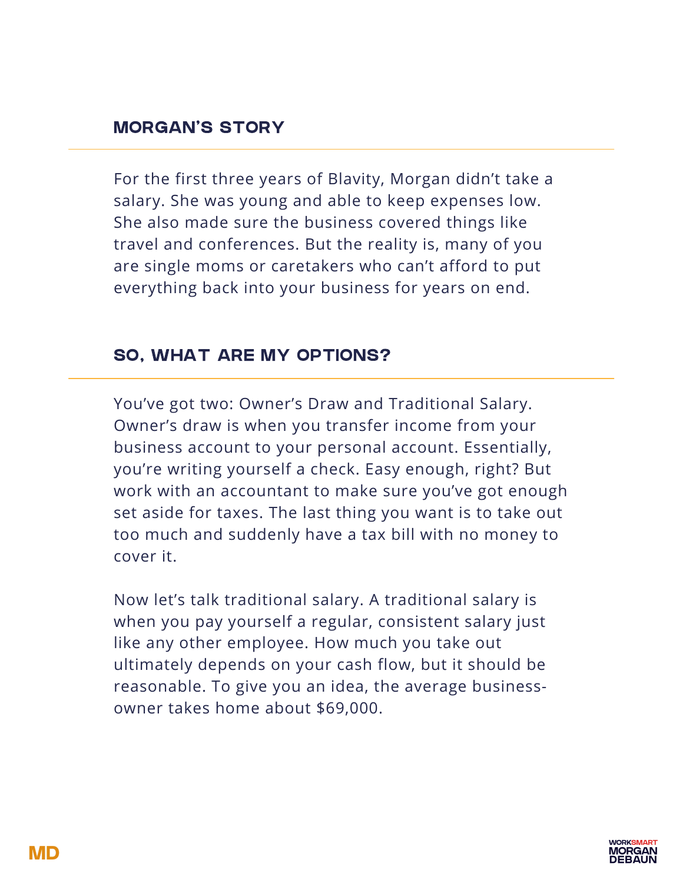## MORGAN'S STORY

For the first three years of Blavity, Morgan didn't take a salary. She was young and able to keep expenses low. She also made sure the business covered things like travel and conferences. But the reality is, many of you are single moms or caretakers who can't afford to put everything back into your business for years on end.

## SO, WHAT ARE MY OPTIONS?

You've got two: Owner's Draw and Traditional Salary. Owner's draw is when you transfer income from your business account to your personal account. Essentially, you're writing yourself a check. Easy enough, right? But work with an accountant to make sure you've got enough set aside for taxes. The last thing you want is to take out too much and suddenly have a tax bill with no money to cover it.

Now let's talk traditional salary. A traditional salary is when you pay yourself a regular, consistent salary just like any other employee. How much you take out ultimately depends on your cash flow, but it should be reasonable. To give you an idea, the average business-owner takes home about $69,000.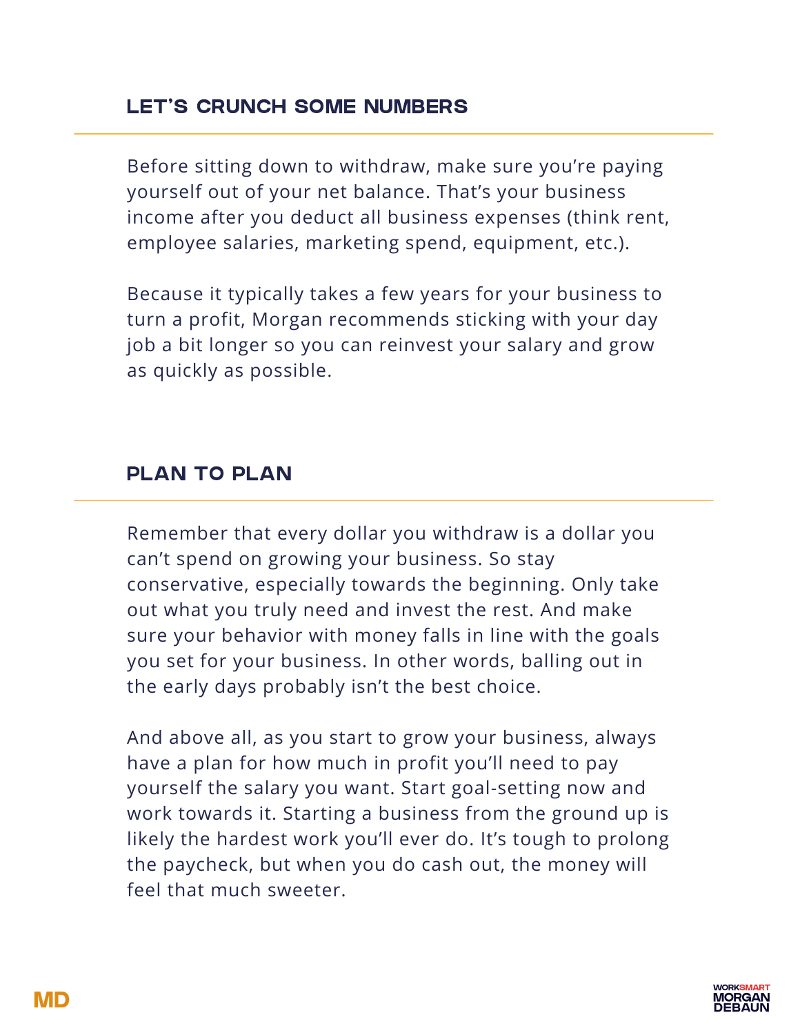## LET'S CRUNCH SOME NUMBERS

Before sitting down to withdraw, make sure you're paying yourself out of your net balance. That's your business income after you deduct all business expenses (think rent, employee salaries, marketing spend, equipment, etc.).

Because it typically takes a few years for your business to turn a profit, Morgan recommends sticking with your day job a bit longer so you can reinvest your salary and grow as quickly as possible.

## PLAN TO PLAN

Remember that every dollar you withdraw is a dollar you can't spend on growing your business. So stay conservative, especially towards the beginning. Only take out what you truly need and invest the rest. And make sure your behavior with money falls in line with the goals you set for your business. In other words, balling out in the early days probably isn't the best choice.

And above all, as you start to grow your business, always have a plan for how much in profit you'll need to pay yourself the salary you want. Start goal-setting now and work towards it. Starting a business from the ground up is likely the hardest work you'll ever do. It's tough to prolong the paycheck, but when you do cash out, the money will feel that much sweeter.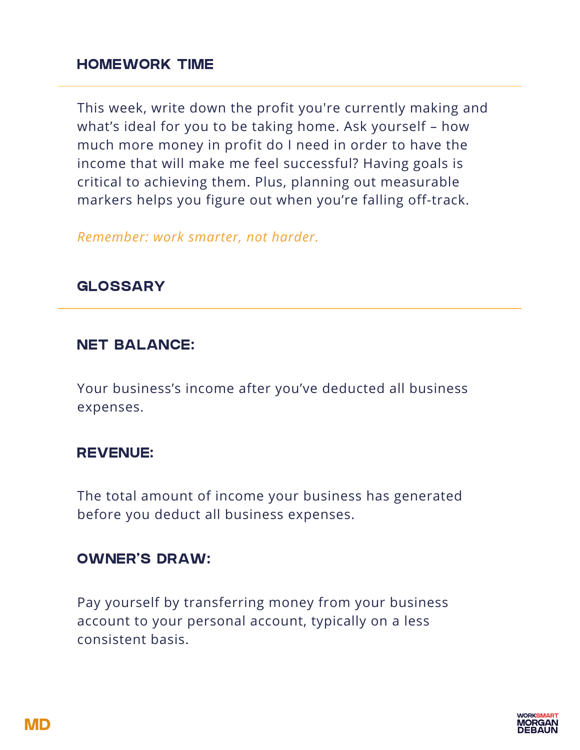## HOMEWORK TIME

This week, write down the profit you're currently making and what's ideal for you to be taking home. Ask yourself – how much more money in profit do I need in order to have the income that will make me feel successful? Having goals is critical to achieving them. Plus, planning out measurable markers helps you figure out when you're falling off-track.

*Remember: work smarter, not harder.*

## GLOSSARY

### NET BALANCE:

Your business's income after you've deducted all business expenses.

### REVENUE:

The total amount of income your business has generated before you deduct all business expenses.

### OWNER'S DRAW:

Pay yourself by transferring money from your business account to your personal account, typically on a less consistent basis.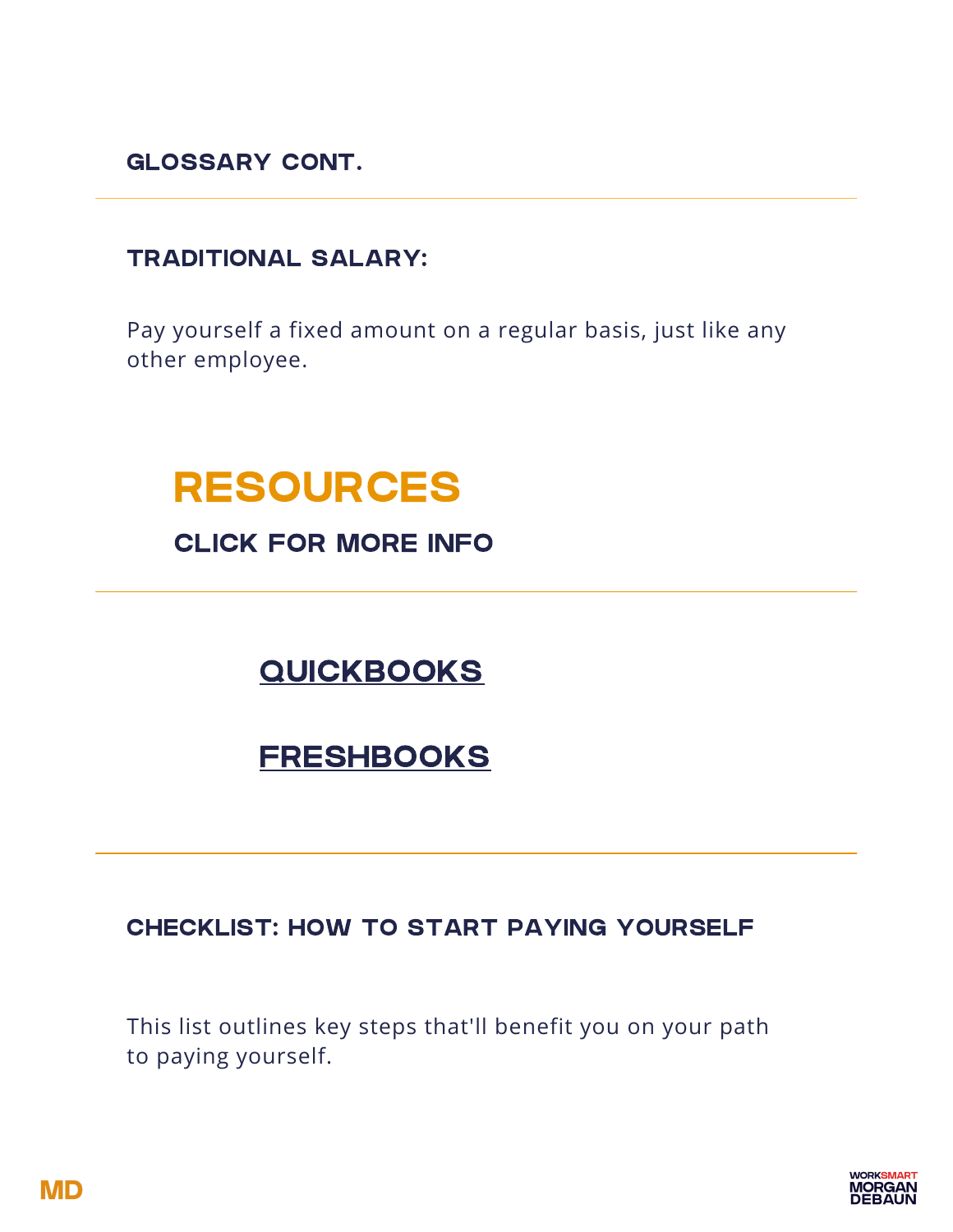## GLOSSARY CONT.

### TRADITIONAL SALARY:

Pay yourself a fixed amount on a regular basis, just like any other employee.

## RESOURCES

### CLICK FOR MORE INFO

**QUICKBOOKS**

**FRESHBOOKS**

### CHECKLIST: HOW TO START PAYING YOURSELF

This list outlines key steps that'll benefit you on your path to paying yourself.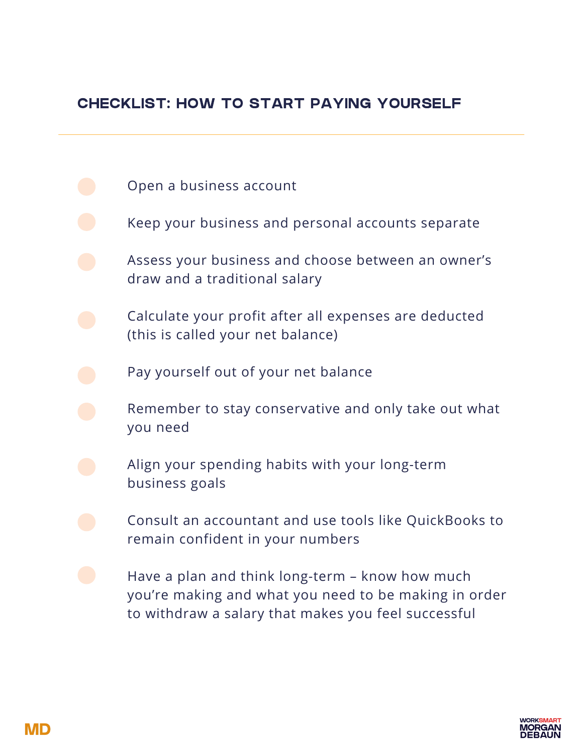## CHECKLIST: HOW TO START PAYING YOURSELF

- Open a business account
- Keep your business and personal accounts separate
- Assess your business and choose between an owner's draw and a traditional salary
- Calculate your profit after all expenses are deducted (this is called your net balance)
- Pay yourself out of your net balance
- Remember to stay conservative and only take out what you need
- Align your spending habits with your long-term business goals
- Consult an accountant and use tools like QuickBooks to remain confident in your numbers
- Have a plan and think long-term – know how much you're making and what you need to be making in order to withdraw a salary that makes you feel successful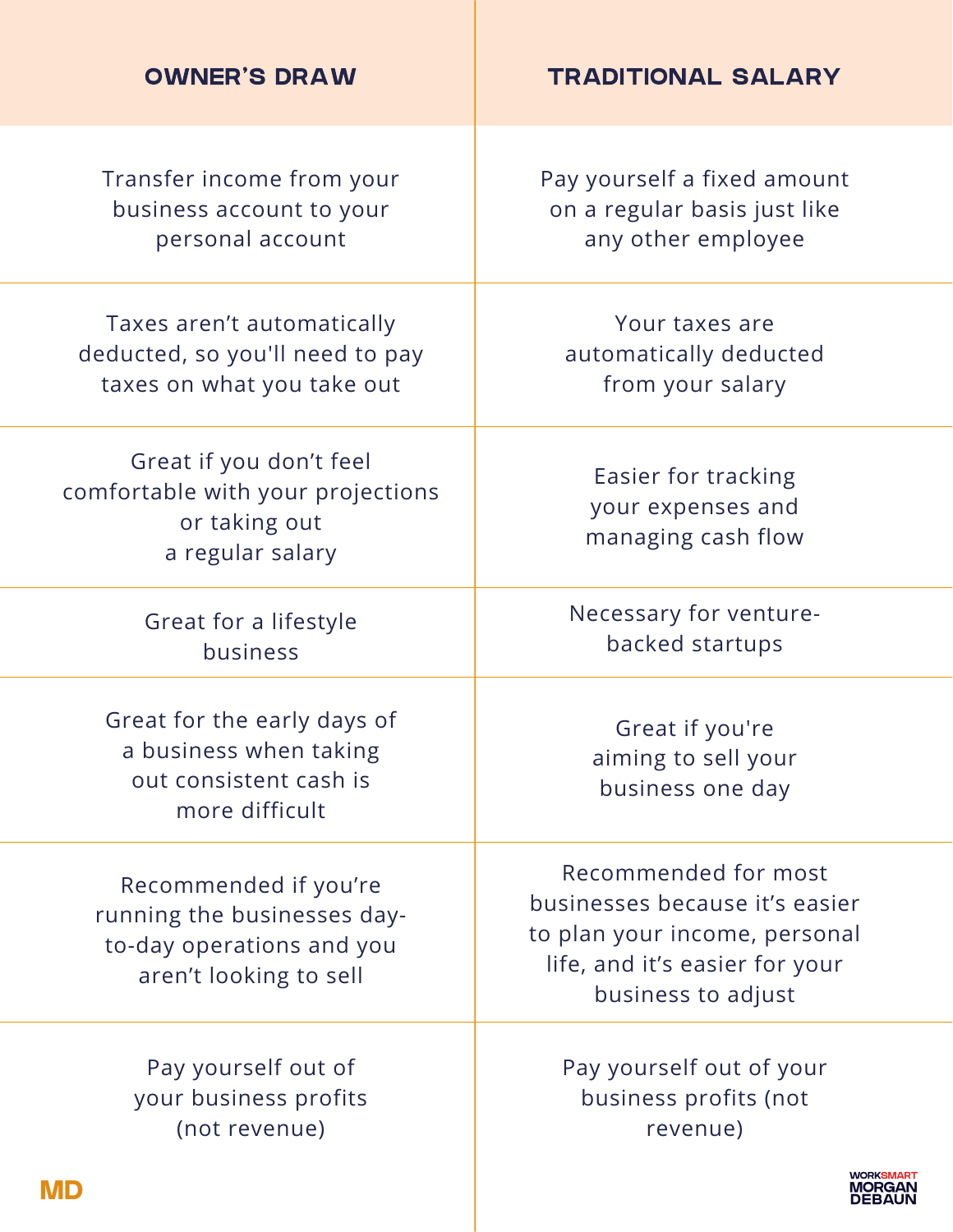| OWNER'S DRAW | TRADITIONAL SALARY |
|---|---|
| Transfer income from your business account to your personal account | Pay yourself a fixed amount on a regular basis just like any other employee |
| Taxes aren't automatically deducted, so you'll need to pay taxes on what you take out | Your taxes are automatically deducted from your salary |
| Great if you don't feel comfortable with your projections or taking out a regular salary | Easier for tracking your expenses and managing cash flow |
| Great for a lifestyle business | Necessary for venture-backed startups |
| Great for the early days of a business when taking out consistent cash is more difficult | Great if you're aiming to sell your business one day |
| Recommended if you're running the businesses day-to-day operations and you aren't looking to sell | Recommended for most businesses because it's easier to plan your income, personal life, and it's easier for your business to adjust |
| Pay yourself out of your business profits (not revenue) | Pay yourself out of your business profits (not revenue) |